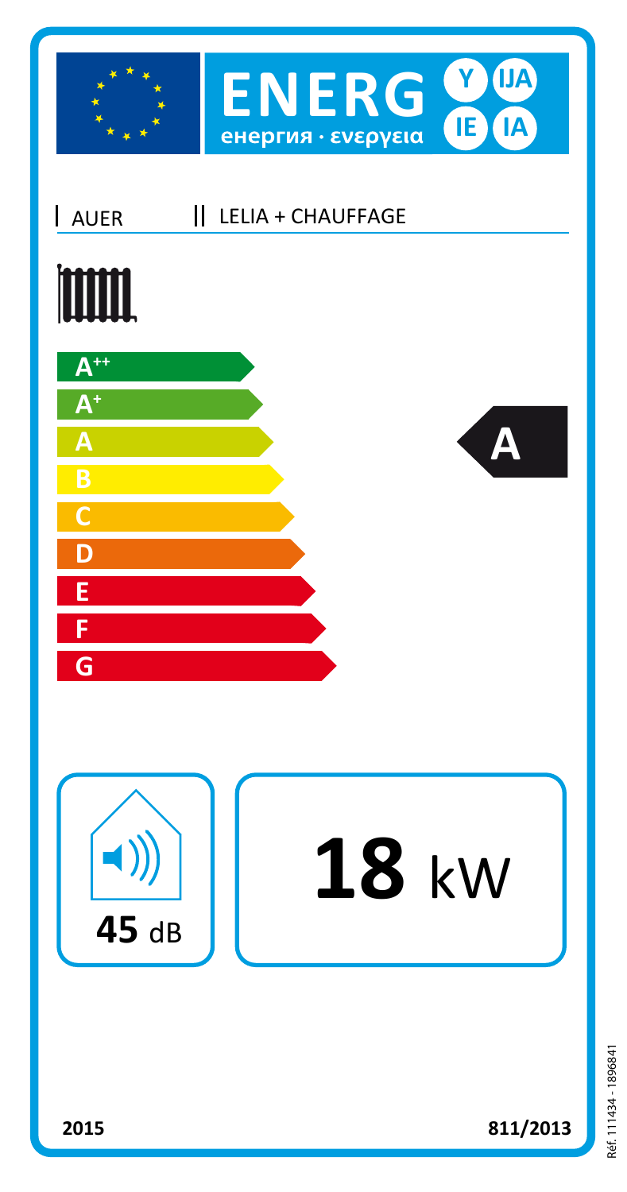ENERG Y IJA IE IA

енергия · ενεργεια

| AUER | LELIA + CHAUFFAGE |
|---|---|

A++

A+

A

B

C

D

E

F

G

**A**

**45** dB

**18** kW

2015

811/2013

Réf. 111434 - 1896841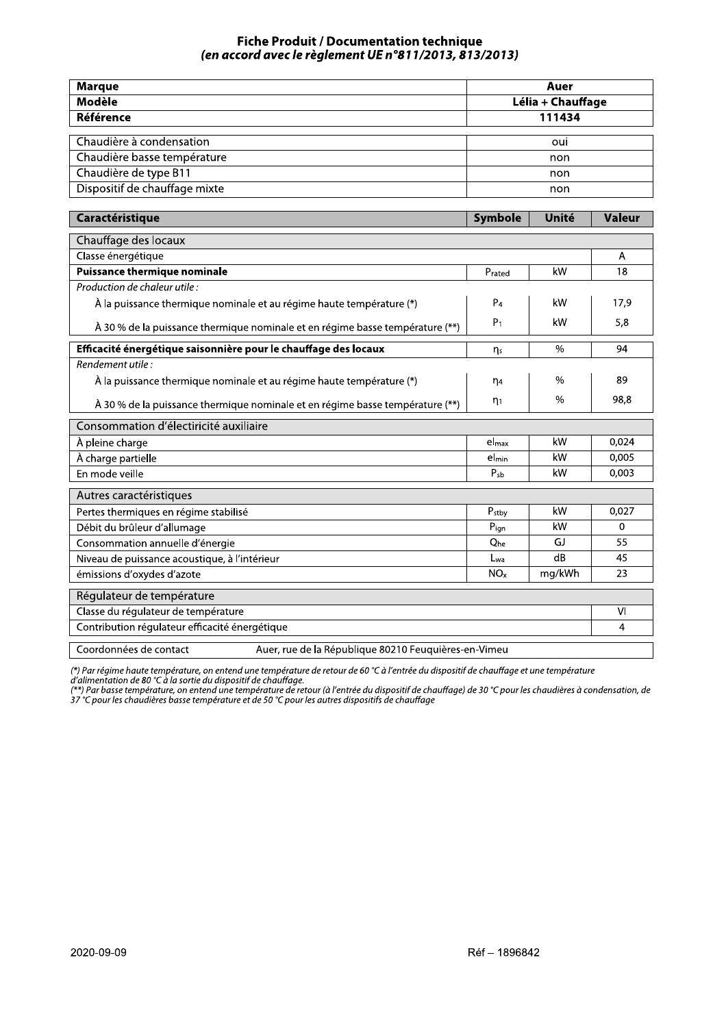# Fiche Produit / Documentation technique
## *(en accord avec le règlement UE n°811/2013, 813/2013)*

| | |
|---|---|
| **Marque** | **Auer** |
| **Modèle** | **Lélia + Chauffage** |
| **Référence** | **111434** |

| | |
|---|---|
| Chaudière à condensation | oui |
| Chaudière basse température | non |
| Chaudière de type B11 | non |
| Dispositif de chauffage mixte | non |

| **Caractéristique** | **Symbole** | **Unité** | **Valeur** |
|---|---|---|---|
| **Chauffage des locaux** | | | |
| Classe énergétique | | | A |
| **Puissance thermique nominale** | $P_{rated}$ | kW | 18 |
| *Production de chaleur utile :* | | | |
| À la puissance thermique nominale et au régime haute température (*) | $P_4$ | kW | 17,9 |
| À 30 % de la puissance thermique nominale et en régime basse température (**) | $P_1$ | kW | 5,8 |
| **Efficacité énergétique saisonnière pour le chauffage des locaux** | $\eta_s$ | % | 94 |
| *Rendement utile :* | | | |
| À la puissance thermique nominale et au régime haute température (*) | $\eta_4$ | % | 89 |
| À 30 % de la puissance thermique nominale et en régime basse température (**) | $\eta_1$ | % | 98,8 |
| **Consommation d'électiricité auxiliaire** | | | |
| À pleine charge | $el_{max}$ | kW | 0,024 |
| À charge partielle | $el_{min}$ | kW | 0,005 |
| En mode veille | $P_{sb}$ | kW | 0,003 |
| **Autres caractéristiques** | | | |
| Pertes thermiques en régime stabilisé | $P_{stby}$ | kW | 0,027 |
| Débit du brûleur d'allumage | $P_{ign}$ | kW | 0 |
| Consommation annuelle d'énergie | $Q_{he}$ | GJ | 55 |
| Niveau de puissance acoustique, à l'intérieur | $L_{wa}$ | dB | 45 |
| émissions d'oxydes d'azote | $NO_x$ | mg/kWh | 23 |
| **Régulateur de température** | | | |
| Classe du régulateur de température | | | VI |
| Contribution régulateur efficacité énergétique | | | 4 |

Coordonnées de contact — Auer, rue de la République 80210 Feuquières-en-Vimeu

*(*) Par régime haute température, on entend une température de retour de 60 °C à l'entrée du dispositif de chauffage et une température d'alimentation de 80 °C à la sortie du dispositif de chauffage.*
*(**) Par basse température, on entend une température de retour (à l'entrée du dispositif de chauffage) de 30 °C pour les chaudières à condensation, de 37 °C pour les chaudières basse température et de 50 °C pour les autres dispositifs de chauffage*

2020-09-09 — Réf – 1896842